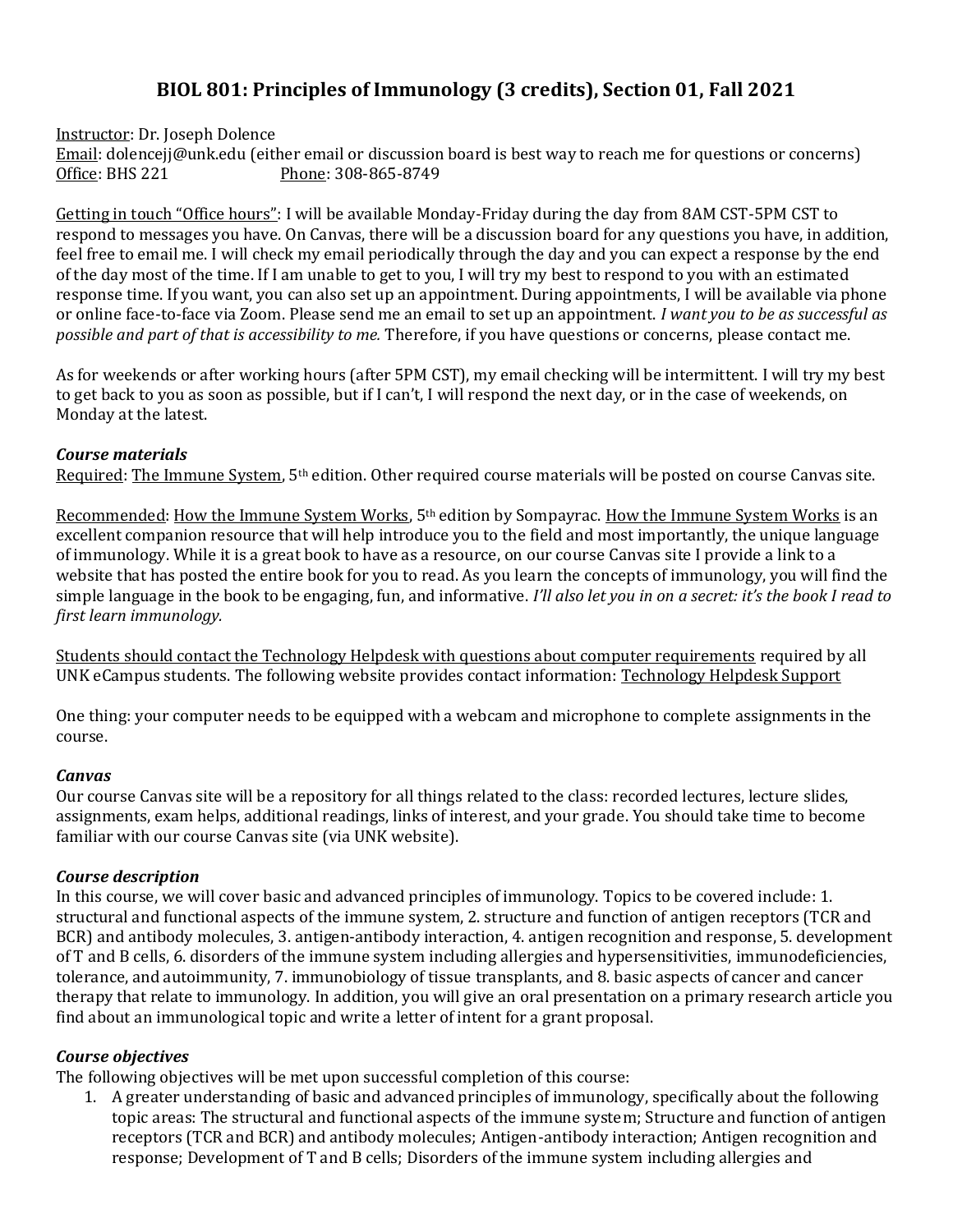# BIOL 801: Principles of Immunology (3 credits), Section 01, Fall 2021

Instructor: Dr. Joseph Dolence
Email: dolencejj@unk.edu (either email or discussion board is best way to reach me for questions or concerns)
Office: BHS 221 Phone: 308-865-8749

Getting in touch "Office hours": I will be available Monday-Friday during the day from 8AM CST-5PM CST to respond to messages you have. On Canvas, there will be a discussion board for any questions you have, in addition, feel free to email me. I will check my email periodically through the day and you can expect a response by the end of the day most of the time. If I am unable to get to you, I will try my best to respond to you with an estimated response time. If you want, you can also set up an appointment. During appointments, I will be available via phone or online face-to-face via Zoom. Please send me an email to set up an appointment. *I want you to be as successful as possible and part of that is accessibility to me.* Therefore, if you have questions or concerns, please contact me.

As for weekends or after working hours (after 5PM CST), my email checking will be intermittent. I will try my best to get back to you as soon as possible, but if I can't, I will respond the next day, or in the case of weekends, on Monday at the latest.

### *Course materials*

Required: The Immune System, 5th edition. Other required course materials will be posted on course Canvas site.

Recommended: How the Immune System Works, 5th edition by Sompayrac. How the Immune System Works is an excellent companion resource that will help introduce you to the field and most importantly, the unique language of immunology. While it is a great book to have as a resource, on our course Canvas site I provide a link to a website that has posted the entire book for you to read. As you learn the concepts of immunology, you will find the simple language in the book to be engaging, fun, and informative. *I'll also let you in on a secret: it's the book I read to first learn immunology.*

Students should contact the Technology Helpdesk with questions about computer requirements required by all UNK eCampus students. The following website provides contact information: Technology Helpdesk Support

One thing: your computer needs to be equipped with a webcam and microphone to complete assignments in the course.

### *Canvas*

Our course Canvas site will be a repository for all things related to the class: recorded lectures, lecture slides, assignments, exam helps, additional readings, links of interest, and your grade. You should take time to become familiar with our course Canvas site (via UNK website).

### *Course description*

In this course, we will cover basic and advanced principles of immunology. Topics to be covered include: 1. structural and functional aspects of the immune system, 2. structure and function of antigen receptors (TCR and BCR) and antibody molecules, 3. antigen-antibody interaction, 4. antigen recognition and response, 5. development of T and B cells, 6. disorders of the immune system including allergies and hypersensitivities, immunodeficiencies, tolerance, and autoimmunity, 7. immunobiology of tissue transplants, and 8. basic aspects of cancer and cancer therapy that relate to immunology. In addition, you will give an oral presentation on a primary research article you find about an immunological topic and write a letter of intent for a grant proposal.

### *Course objectives*

The following objectives will be met upon successful completion of this course:

1. A greater understanding of basic and advanced principles of immunology, specifically about the following topic areas: The structural and functional aspects of the immune system; Structure and function of antigen receptors (TCR and BCR) and antibody molecules; Antigen-antibody interaction; Antigen recognition and response; Development of T and B cells; Disorders of the immune system including allergies and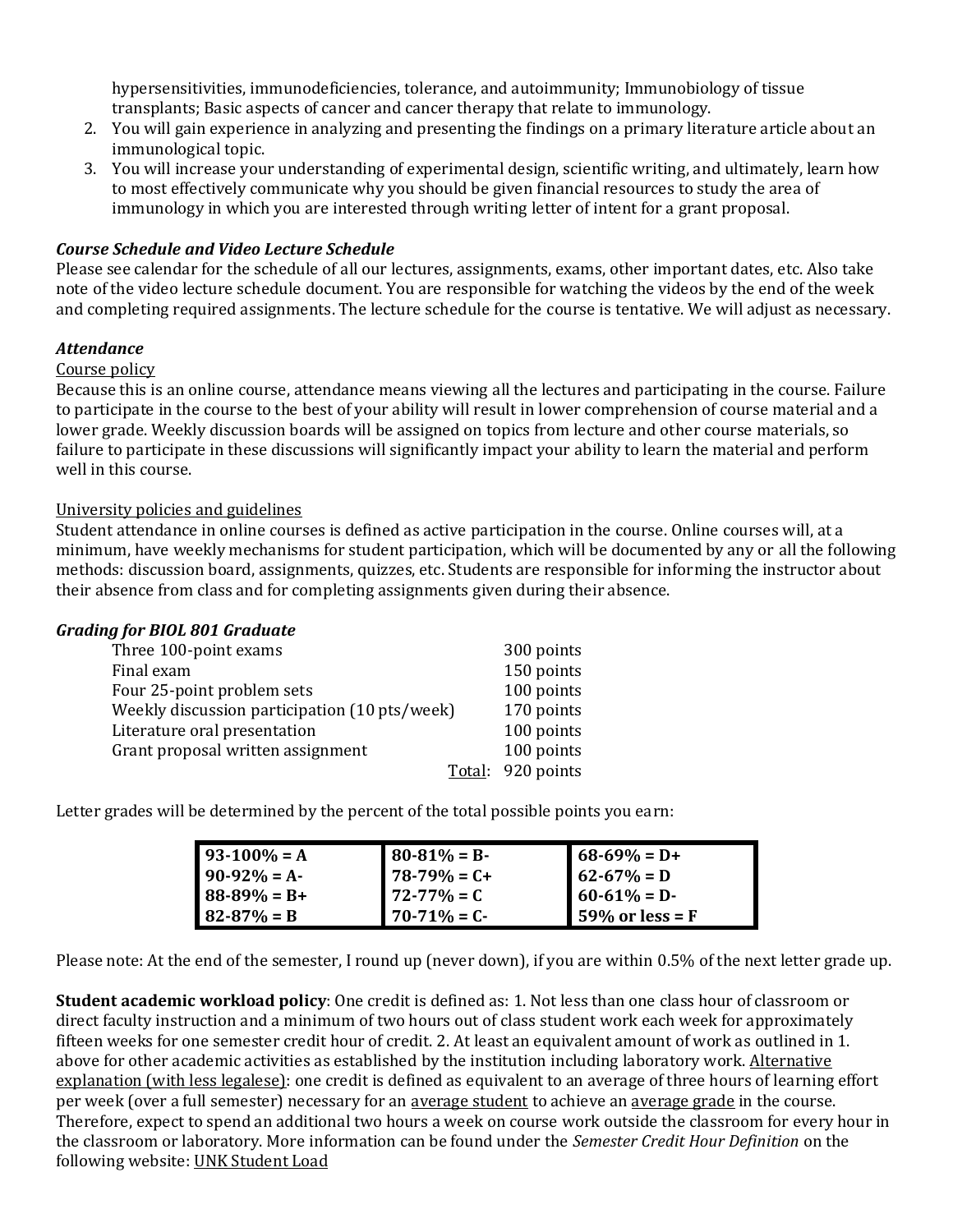hypersensitivities, immunodeficiencies, tolerance, and autoimmunity; Immunobiology of tissue transplants; Basic aspects of cancer and cancer therapy that relate to immunology.

2. You will gain experience in analyzing and presenting the findings on a primary literature article about an immunological topic.
3. You will increase your understanding of experimental design, scientific writing, and ultimately, learn how to most effectively communicate why you should be given financial resources to study the area of immunology in which you are interested through writing letter of intent for a grant proposal.

### *Course Schedule and Video Lecture Schedule*

Please see calendar for the schedule of all our lectures, assignments, exams, other important dates, etc. Also take note of the video lecture schedule document. You are responsible for watching the videos by the end of the week and completing required assignments. The lecture schedule for the course is tentative. We will adjust as necessary.

### *Attendance*

<u>Course policy</u>

Because this is an online course, attendance means viewing all the lectures and participating in the course. Failure to participate in the course to the best of your ability will result in lower comprehension of course material and a lower grade. Weekly discussion boards will be assigned on topics from lecture and other course materials, so failure to participate in these discussions will significantly impact your ability to learn the material and perform well in this course.

<u>University policies and guidelines</u>

Student attendance in online courses is defined as active participation in the course. Online courses will, at a minimum, have weekly mechanisms for student participation, which will be documented by any or all the following methods: discussion board, assignments, quizzes, etc. Students are responsible for informing the instructor about their absence from class and for completing assignments given during their absence.

### *Grading for BIOL 801 Graduate*

| Item | Points |
|---|---|
| Three 100-point exams | 300 points |
| Final exam | 150 points |
| Four 25-point problem sets | 100 points |
| Weekly discussion participation (10 pts/week) | 170 points |
| Literature oral presentation | 100 points |
| Grant proposal written assignment | 100 points |
| Total: | 920 points |

Letter grades will be determined by the percent of the total possible points you earn:

| | | |
|---|---|---|
| **93-100% = A** | **80-81% = B-** | **68-69% = D+** |
| **90-92% = A-** | **78-79% = C+** | **62-67% = D** |
| **88-89% = B+** | **72-77% = C** | **60-61% = D-** |
| **82-87% = B** | **70-71% = C-** | **59% or less = F** |

Please note: At the end of the semester, I round up (never down), if you are within 0.5% of the next letter grade up.

**Student academic workload policy**: One credit is defined as: 1. Not less than one class hour of classroom or direct faculty instruction and a minimum of two hours out of class student work each week for approximately fifteen weeks for one semester credit hour of credit. 2. At least an equivalent amount of work as outlined in 1. above for other academic activities as established by the institution including laboratory work. <u>Alternative explanation (with less legalese)</u>: one credit is defined as equivalent to an average of three hours of learning effort per week (over a full semester) necessary for an <u>average student</u> to achieve an <u>average grade</u> in the course. Therefore, expect to spend an additional two hours a week on course work outside the classroom for every hour in the classroom or laboratory. More information can be found under the *Semester Credit Hour Definition* on the following website: <u>UNK Student Load</u>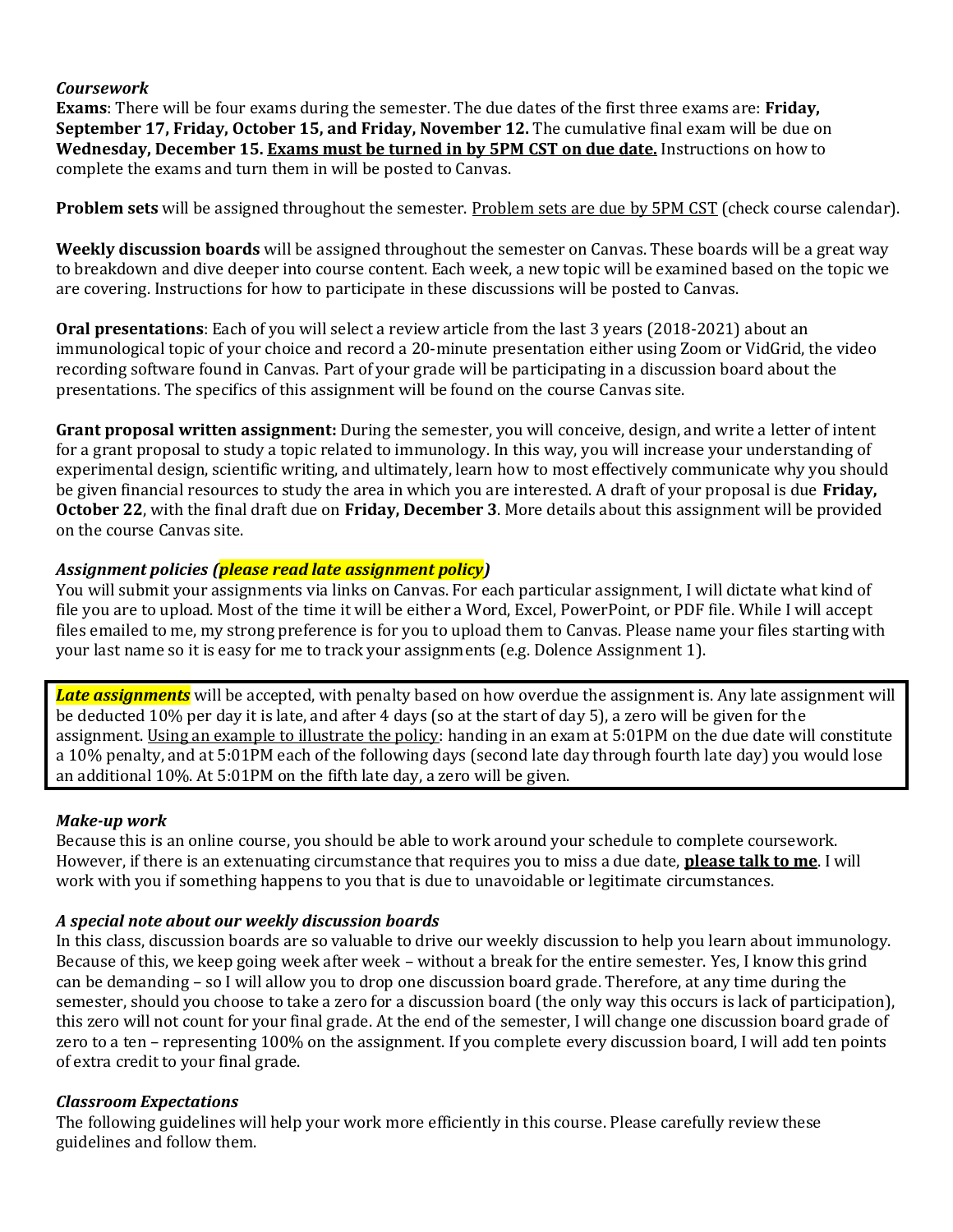### *Coursework*

**Exams**: There will be four exams during the semester. The due dates of the first three exams are: **Friday, September 17, Friday, October 15, and Friday, November 12.** The cumulative final exam will be due on **Wednesday, December 15. Exams must be turned in by 5PM CST on due date.** Instructions on how to complete the exams and turn them in will be posted to Canvas.

**Problem sets** will be assigned throughout the semester. Problem sets are due by 5PM CST (check course calendar).

**Weekly discussion boards** will be assigned throughout the semester on Canvas. These boards will be a great way to breakdown and dive deeper into course content. Each week, a new topic will be examined based on the topic we are covering. Instructions for how to participate in these discussions will be posted to Canvas.

**Oral presentations**: Each of you will select a review article from the last 3 years (2018-2021) about an immunological topic of your choice and record a 20-minute presentation either using Zoom or VidGrid, the video recording software found in Canvas. Part of your grade will be participating in a discussion board about the presentations. The specifics of this assignment will be found on the course Canvas site.

**Grant proposal written assignment:** During the semester, you will conceive, design, and write a letter of intent for a grant proposal to study a topic related to immunology. In this way, you will increase your understanding of experimental design, scientific writing, and ultimately, learn how to most effectively communicate why you should be given financial resources to study the area in which you are interested. A draft of your proposal is due **Friday, October 22**, with the final draft due on **Friday, December 3**. More details about this assignment will be provided on the course Canvas site.

### *Assignment policies (**please read late assignment policy**)*

You will submit your assignments via links on Canvas. For each particular assignment, I will dictate what kind of file you are to upload. Most of the time it will be either a Word, Excel, PowerPoint, or PDF file. While I will accept files emailed to me, my strong preference is for you to upload them to Canvas. Please name your files starting with your last name so it is easy for me to track your assignments (e.g. Dolence Assignment 1).

***Late assignments*** will be accepted, with penalty based on how overdue the assignment is. Any late assignment will be deducted 10% per day it is late, and after 4 days (so at the start of day 5), a zero will be given for the assignment. Using an example to illustrate the policy: handing in an exam at 5:01PM on the due date will constitute a 10% penalty, and at 5:01PM each of the following days (second late day through fourth late day) you would lose an additional 10%. At 5:01PM on the fifth late day, a zero will be given.

### *Make-up work*

Because this is an online course, you should be able to work around your schedule to complete coursework. However, if there is an extenuating circumstance that requires you to miss a due date, **please talk to me**. I will work with you if something happens to you that is due to unavoidable or legitimate circumstances.

### *A special note about our weekly discussion boards*

In this class, discussion boards are so valuable to drive our weekly discussion to help you learn about immunology. Because of this, we keep going week after week – without a break for the entire semester. Yes, I know this grind can be demanding – so I will allow you to drop one discussion board grade. Therefore, at any time during the semester, should you choose to take a zero for a discussion board (the only way this occurs is lack of participation), this zero will not count for your final grade. At the end of the semester, I will change one discussion board grade of zero to a ten – representing 100% on the assignment. If you complete every discussion board, I will add ten points of extra credit to your final grade.

### *Classroom Expectations*

The following guidelines will help your work more efficiently in this course. Please carefully review these guidelines and follow them.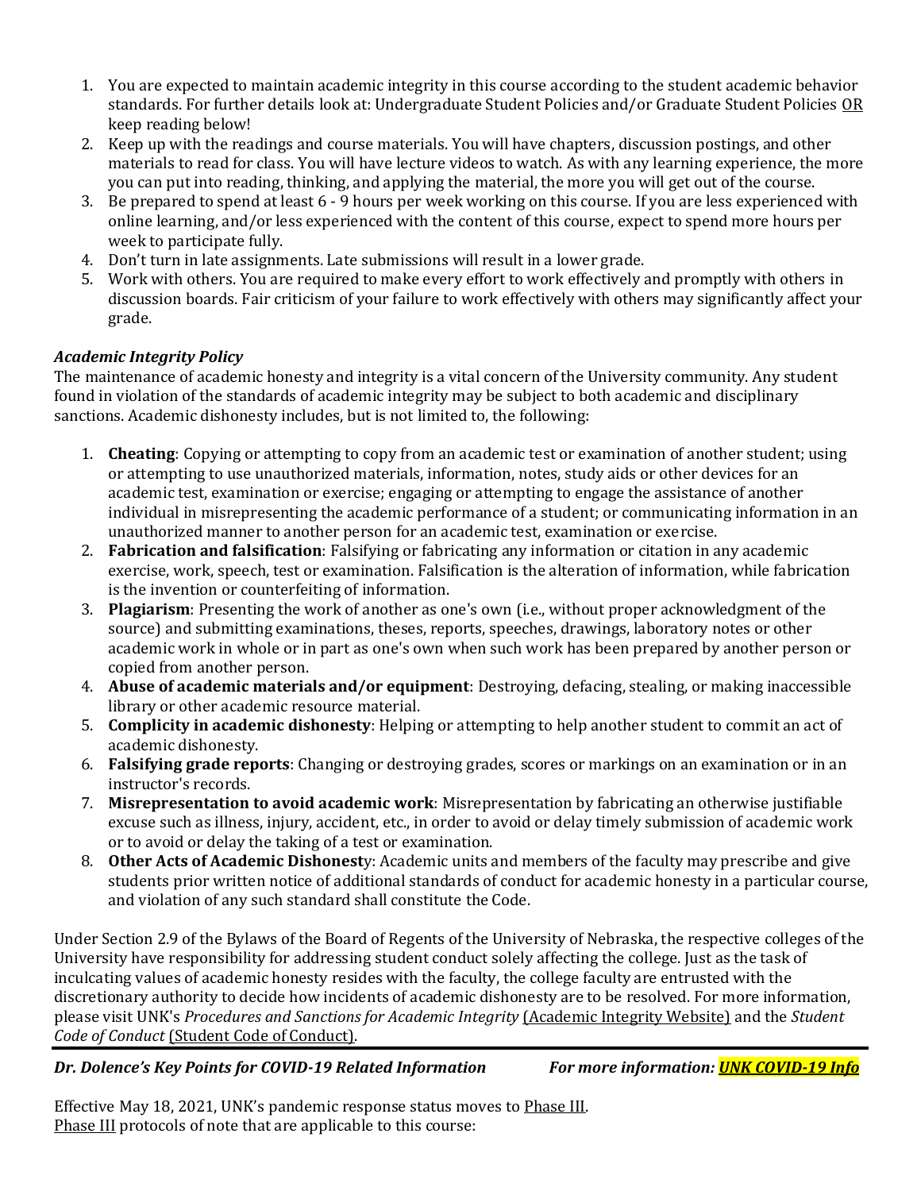1. You are expected to maintain academic integrity in this course according to the student academic behavior standards. For further details look at: Undergraduate Student Policies and/or Graduate Student Policies OR keep reading below!
2. Keep up with the readings and course materials. You will have chapters, discussion postings, and other materials to read for class. You will have lecture videos to watch. As with any learning experience, the more you can put into reading, thinking, and applying the material, the more you will get out of the course.
3. Be prepared to spend at least 6 - 9 hours per week working on this course. If you are less experienced with online learning, and/or less experienced with the content of this course, expect to spend more hours per week to participate fully.
4. Don't turn in late assignments. Late submissions will result in a lower grade.
5. Work with others. You are required to make every effort to work effectively and promptly with others in discussion boards. Fair criticism of your failure to work effectively with others may significantly affect your grade.

### *Academic Integrity Policy*

The maintenance of academic honesty and integrity is a vital concern of the University community. Any student found in violation of the standards of academic integrity may be subject to both academic and disciplinary sanctions. Academic dishonesty includes, but is not limited to, the following:

1. **Cheating**: Copying or attempting to copy from an academic test or examination of another student; using or attempting to use unauthorized materials, information, notes, study aids or other devices for an academic test, examination or exercise; engaging or attempting to engage the assistance of another individual in misrepresenting the academic performance of a student; or communicating information in an unauthorized manner to another person for an academic test, examination or exercise.
2. **Fabrication and falsification**: Falsifying or fabricating any information or citation in any academic exercise, work, speech, test or examination. Falsification is the alteration of information, while fabrication is the invention or counterfeiting of information.
3. **Plagiarism**: Presenting the work of another as one's own (i.e., without proper acknowledgment of the source) and submitting examinations, theses, reports, speeches, drawings, laboratory notes or other academic work in whole or in part as one's own when such work has been prepared by another person or copied from another person.
4. **Abuse of academic materials and/or equipment**: Destroying, defacing, stealing, or making inaccessible library or other academic resource material.
5. **Complicity in academic dishonesty**: Helping or attempting to help another student to commit an act of academic dishonesty.
6. **Falsifying grade reports**: Changing or destroying grades, scores or markings on an examination or in an instructor's records.
7. **Misrepresentation to avoid academic work**: Misrepresentation by fabricating an otherwise justifiable excuse such as illness, injury, accident, etc., in order to avoid or delay timely submission of academic work or to avoid or delay the taking of a test or examination.
8. **Other Acts of Academic Dishonesty**: Academic units and members of the faculty may prescribe and give students prior written notice of additional standards of conduct for academic honesty in a particular course, and violation of any such standard shall constitute the Code.

Under Section 2.9 of the Bylaws of the Board of Regents of the University of Nebraska, the respective colleges of the University have responsibility for addressing student conduct solely affecting the college. Just as the task of inculcating values of academic honesty resides with the faculty, the college faculty are entrusted with the discretionary authority to decide how incidents of academic dishonesty are to be resolved. For more information, please visit UNK's *Procedures and Sanctions for Academic Integrity* (Academic Integrity Website) and the *Student Code of Conduct* (Student Code of Conduct).

---

***Dr. Dolence's Key Points for COVID-19 Related Information*** ***For more information: UNK COVID-19 Info***

Effective May 18, 2021, UNK's pandemic response status moves to Phase III.
Phase III protocols of note that are applicable to this course: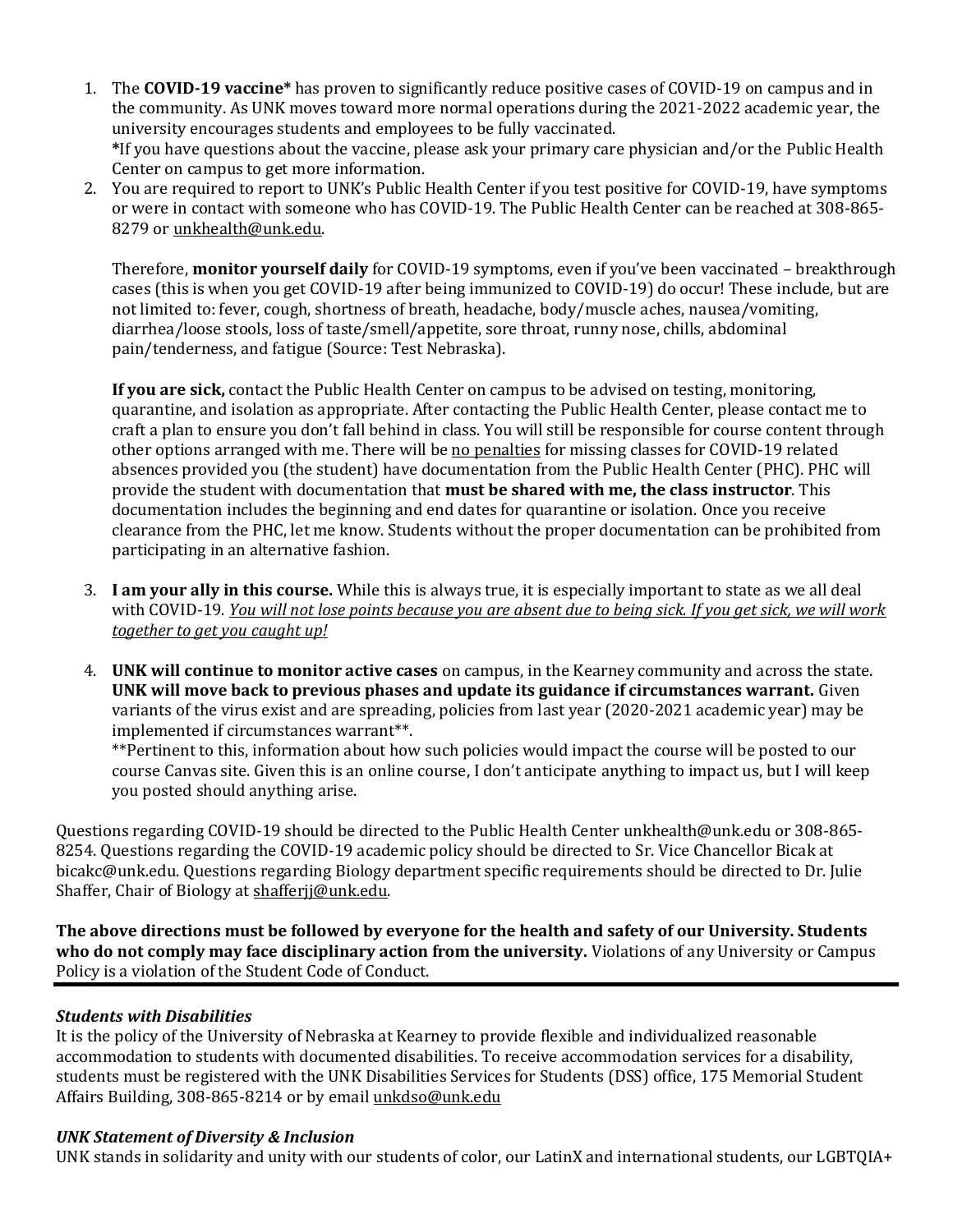1. The **COVID-19 vaccine*** has proven to significantly reduce positive cases of COVID-19 on campus and in the community. As UNK moves toward more normal operations during the 2021-2022 academic year, the university encourages students and employees to be fully vaccinated.
   *If you have questions about the vaccine, please ask your primary care physician and/or the Public Health Center on campus to get more information.
2. You are required to report to UNK's Public Health Center if you test positive for COVID-19, have symptoms or were in contact with someone who has COVID-19. The Public Health Center can be reached at 308-865-8279 or unkhealth@unk.edu.

   Therefore, **monitor yourself daily** for COVID-19 symptoms, even if you've been vaccinated – breakthrough cases (this is when you get COVID-19 after being immunized to COVID-19) do occur! These include, but are not limited to: fever, cough, shortness of breath, headache, body/muscle aches, nausea/vomiting, diarrhea/loose stools, loss of taste/smell/appetite, sore throat, runny nose, chills, abdominal pain/tenderness, and fatigue (Source: Test Nebraska).

   **If you are sick,** contact the Public Health Center on campus to be advised on testing, monitoring, quarantine, and isolation as appropriate. After contacting the Public Health Center, please contact me to craft a plan to ensure you don't fall behind in class. You will still be responsible for course content through other options arranged with me. There will be <u>no penalties</u> for missing classes for COVID-19 related absences provided you (the student) have documentation from the Public Health Center (PHC). PHC will provide the student with documentation that **must be shared with me, the class instructor**. This documentation includes the beginning and end dates for quarantine or isolation. Once you receive clearance from the PHC, let me know. Students without the proper documentation can be prohibited from participating in an alternative fashion.

3. **I am your ally in this course.** While this is always true, it is especially important to state as we all deal with COVID-19. <u>*You will not lose points because you are absent due to being sick. If you get sick, we will work together to get you caught up!*</u>

4. **UNK will continue to monitor active cases** on campus, in the Kearney community and across the state. **UNK will move back to previous phases and update its guidance if circumstances warrant.** Given variants of the virus exist and are spreading, policies from last year (2020-2021 academic year) may be implemented if circumstances warrant**.
   **Pertinent to this, information about how such policies would impact the course will be posted to our course Canvas site. Given this is an online course, I don't anticipate anything to impact us, but I will keep you posted should anything arise.

Questions regarding COVID-19 should be directed to the Public Health Center unkhealth@unk.edu or 308-865-8254. Questions regarding the COVID-19 academic policy should be directed to Sr. Vice Chancellor Bicak at bicakc@unk.edu. Questions regarding Biology department specific requirements should be directed to Dr. Julie Shaffer, Chair of Biology at shafferjj@unk.edu.

**The above directions must be followed by everyone for the health and safety of our University. Students who do not comply may face disciplinary action from the university.** Violations of any University or Campus Policy is a violation of the Student Code of Conduct.

---

### *Students with Disabilities*

It is the policy of the University of Nebraska at Kearney to provide flexible and individualized reasonable accommodation to students with documented disabilities. To receive accommodation services for a disability, students must be registered with the UNK Disabilities Services for Students (DSS) office, 175 Memorial Student Affairs Building, 308-865-8214 or by email unkdso@unk.edu

### *UNK Statement of Diversity & Inclusion*

UNK stands in solidarity and unity with our students of color, our LatinX and international students, our LGBTQIA+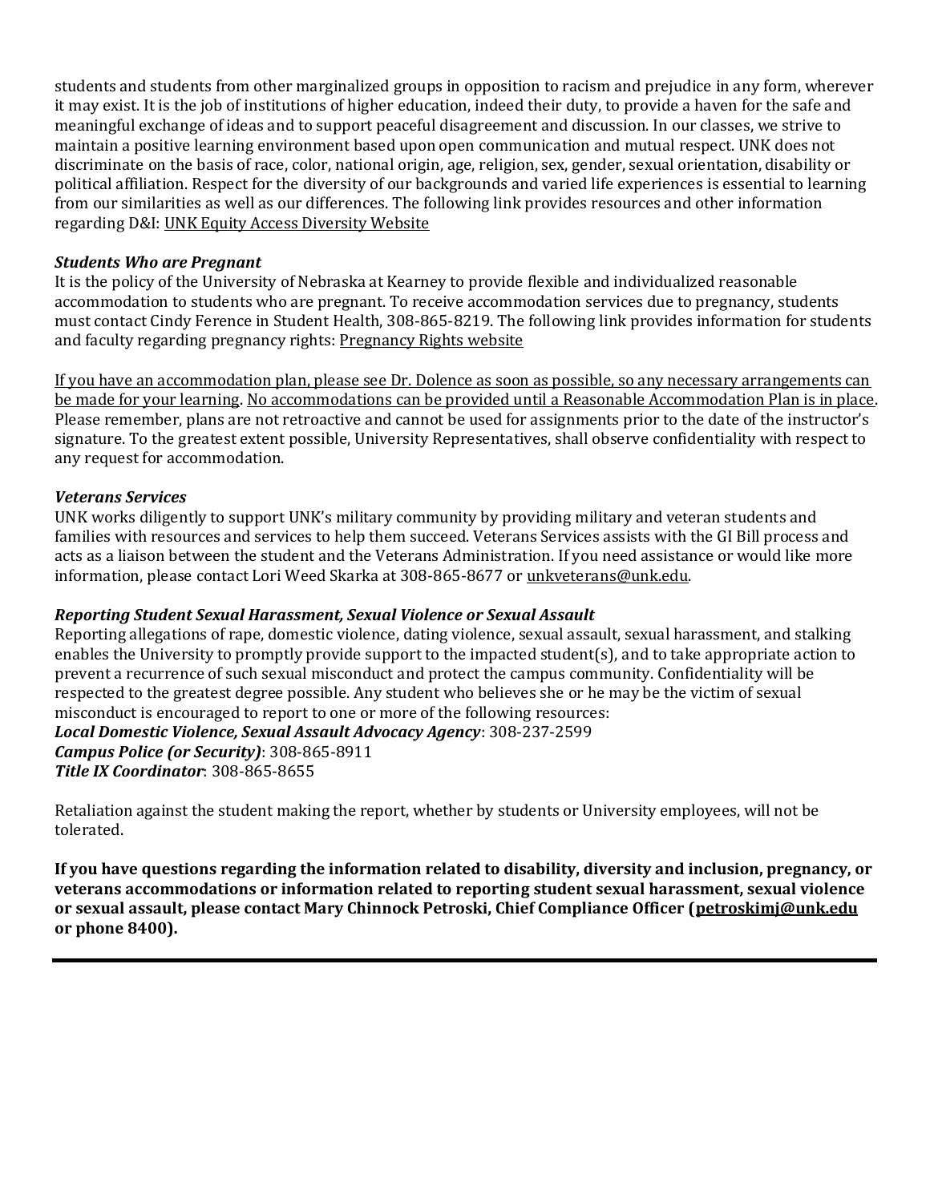students and students from other marginalized groups in opposition to racism and prejudice in any form, wherever it may exist. It is the job of institutions of higher education, indeed their duty, to provide a haven for the safe and meaningful exchange of ideas and to support peaceful disagreement and discussion. In our classes, we strive to maintain a positive learning environment based upon open communication and mutual respect. UNK does not discriminate on the basis of race, color, national origin, age, religion, sex, gender, sexual orientation, disability or political affiliation. Respect for the diversity of our backgrounds and varied life experiences is essential to learning from our similarities as well as our differences. The following link provides resources and other information regarding D&I: UNK Equity Access Diversity Website

***Students Who are Pregnant***
It is the policy of the University of Nebraska at Kearney to provide flexible and individualized reasonable accommodation to students who are pregnant. To receive accommodation services due to pregnancy, students must contact Cindy Ference in Student Health, 308-865-8219. The following link provides information for students and faculty regarding pregnancy rights: Pregnancy Rights website

If you have an accommodation plan, please see Dr. Dolence as soon as possible, so any necessary arrangements can be made for your learning. No accommodations can be provided until a Reasonable Accommodation Plan is in place. Please remember, plans are not retroactive and cannot be used for assignments prior to the date of the instructor's signature. To the greatest extent possible, University Representatives, shall observe confidentiality with respect to any request for accommodation.

***Veterans Services***
UNK works diligently to support UNK's military community by providing military and veteran students and families with resources and services to help them succeed. Veterans Services assists with the GI Bill process and acts as a liaison between the student and the Veterans Administration. If you need assistance or would like more information, please contact Lori Weed Skarka at 308-865-8677 or unkveterans@unk.edu.

***Reporting Student Sexual Harassment, Sexual Violence or Sexual Assault***
Reporting allegations of rape, domestic violence, dating violence, sexual assault, sexual harassment, and stalking enables the University to promptly provide support to the impacted student(s), and to take appropriate action to prevent a recurrence of such sexual misconduct and protect the campus community. Confidentiality will be respected to the greatest degree possible. Any student who believes she or he may be the victim of sexual misconduct is encouraged to report to one or more of the following resources:
***Local Domestic Violence, Sexual Assault Advocacy Agency***: 308-237-2599
***Campus Police (or Security)***: 308-865-8911
***Title IX Coordinator***: 308-865-8655

Retaliation against the student making the report, whether by students or University employees, will not be tolerated.

**If you have questions regarding the information related to disability, diversity and inclusion, pregnancy, or veterans accommodations or information related to reporting student sexual harassment, sexual violence or sexual assault, please contact Mary Chinnock Petroski, Chief Compliance Officer (petroskimj@unk.edu or phone 8400).**